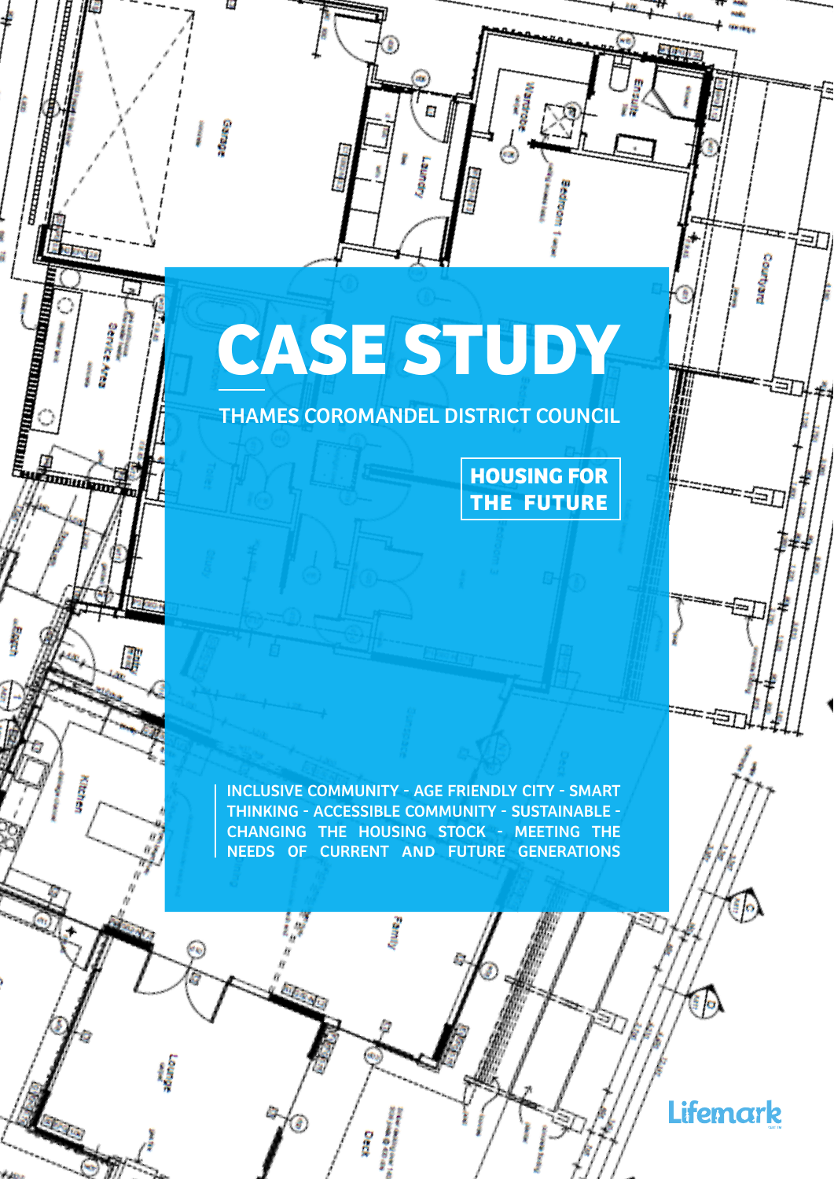# CASE STUDY

## THAMES COROMANDEL DISTRICT COUNCIL

**HOUSING FOR THE FUTURE**

INCLUSIVE COMMUNITY - AGE FRIENDLY CITY - SMART THINKING - ACCESSIBLE COMMUNITY - SUSTAINABLE - CHANGING THE HOUSING STOCK - MEETING THE NEEDS OF CURRENT AND FUTURE GENERATIONS

Lifemark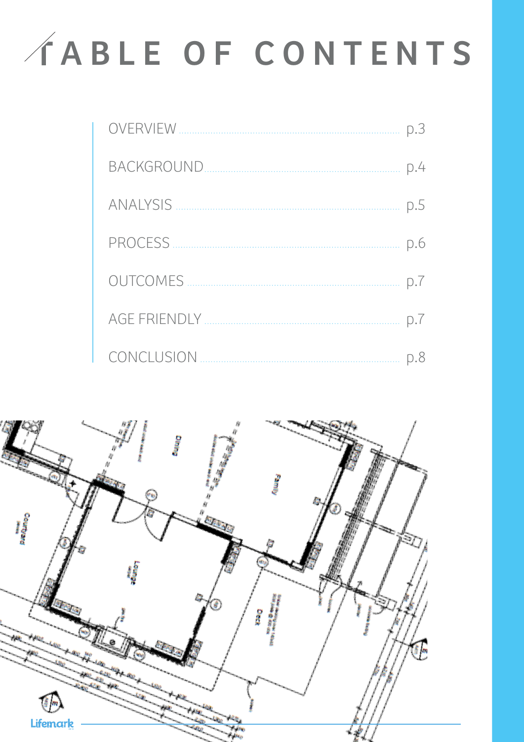# TABLE OF CONTENTS

- OVERVIEW ........ p.3
- BACKGROUND ........ p.4
- ANALYSIS ........ p.5
- PROCESS ........ p.6
- OUTCOMES ........ p.7
- AGE FRIENDLY ........ p.7
- CONCLUSION ........ p.8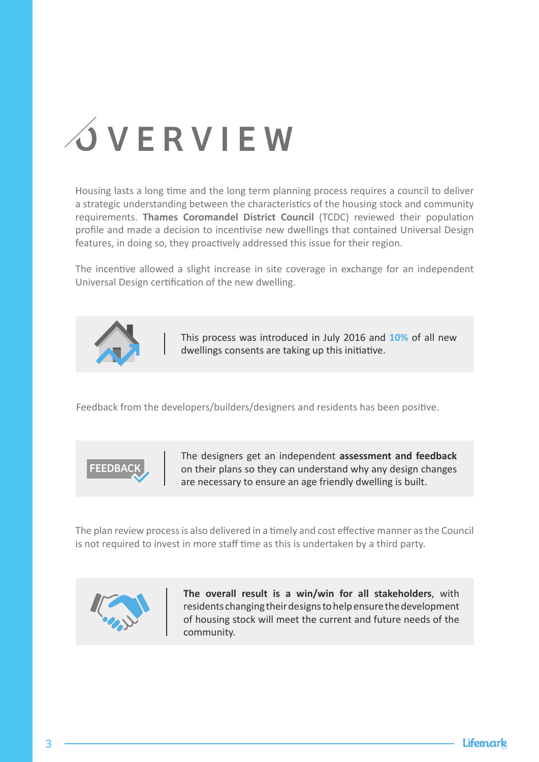# OVERVIEW

Housing lasts a long time and the long term planning process requires a council to deliver a strategic understanding between the characteristics of the housing stock and community requirements. **Thames Coromandel District Council** (TCDC) reviewed their population profile and made a decision to incentivise new dwellings that contained Universal Design features, in doing so, they proactively addressed this issue for their region.

The incentive allowed a slight increase in site coverage in exchange for an independent Universal Design certification of the new dwelling.

This process was introduced in July 2016 and **10%** of all new dwellings consents are taking up this initiative.

Feedback from the developers/builders/designers and residents has been positive.

FEEDBACK

The designers get an independent **assessment and feedback** on their plans so they can understand why any design changes are necessary to ensure an age friendly dwelling is built.

The plan review process is also delivered in a timely and cost effective manner as the Council is not required to invest in more staff time as this is undertaken by a third party.

**The overall result is a win/win for all stakeholders**, with residents changing their designs to help ensure the development of housing stock will meet the current and future needs of the community.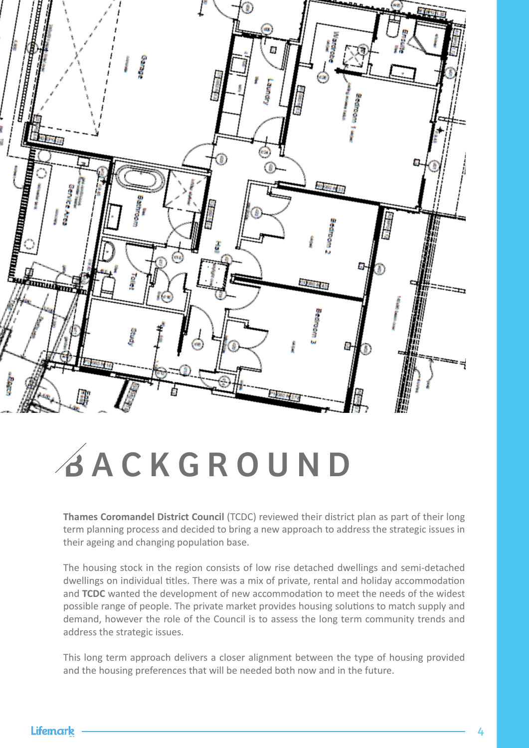# BACKGROUND

**Thames Coromandel District Council** (TCDC) reviewed their district plan as part of their long term planning process and decided to bring a new approach to address the strategic issues in their ageing and changing population base.

The housing stock in the region consists of low rise detached dwellings and semi-detached dwellings on individual titles. There was a mix of private, rental and holiday accommodation and **TCDC** wanted the development of new accommodation to meet the needs of the widest possible range of people. The private market provides housing solutions to match supply and demand, however the role of the Council is to assess the long term community trends and address the strategic issues.

This long term approach delivers a closer alignment between the type of housing provided and the housing preferences that will be needed both now and in the future.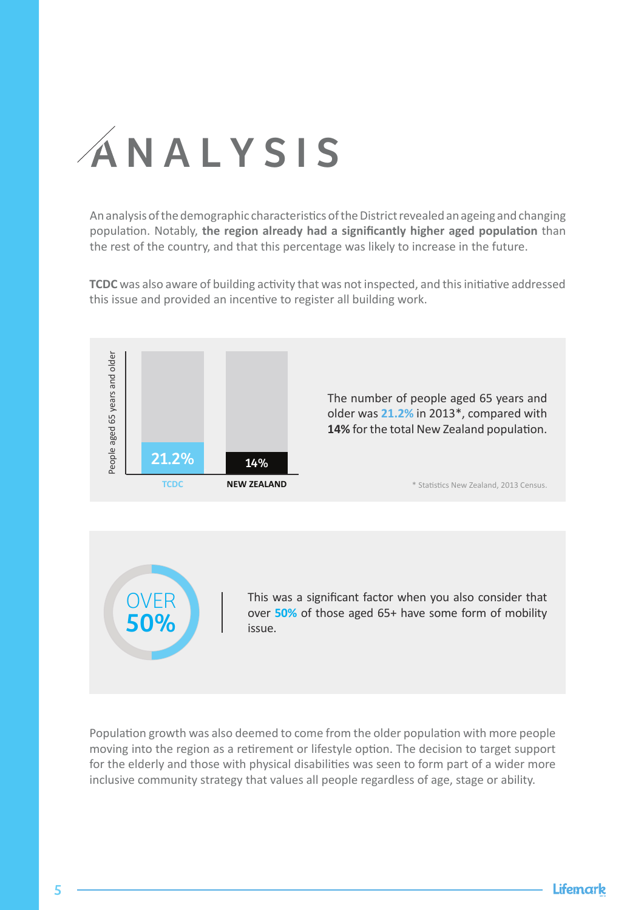# ANALYSIS

An analysis of the demographic characteristics of the District revealed an ageing and changing population. Notably, **the region already had a significantly higher aged population** than the rest of the country, and that this percentage was likely to increase in the future.

**TCDC** was also aware of building activity that was not inspected, and this initiative addressed this issue and provided an incentive to register all building work.

People aged 65 years and older

| TCDC | NEW ZEALAND |
|---|---|
| 21.2% | 14% |

The number of people aged 65 years and older was **21.2%** in 2013*, compared with **14%** for the total New Zealand population.

\* Statistics New Zealand, 2013 Census.

OVER **50%**

This was a significant factor when you also consider that over **50%** of those aged 65+ have some form of mobility issue.

Population growth was also deemed to come from the older population with more people moving into the region as a retirement or lifestyle option. The decision to target support for the elderly and those with physical disabilities was seen to form part of a wider more inclusive community strategy that values all people regardless of age, stage or ability.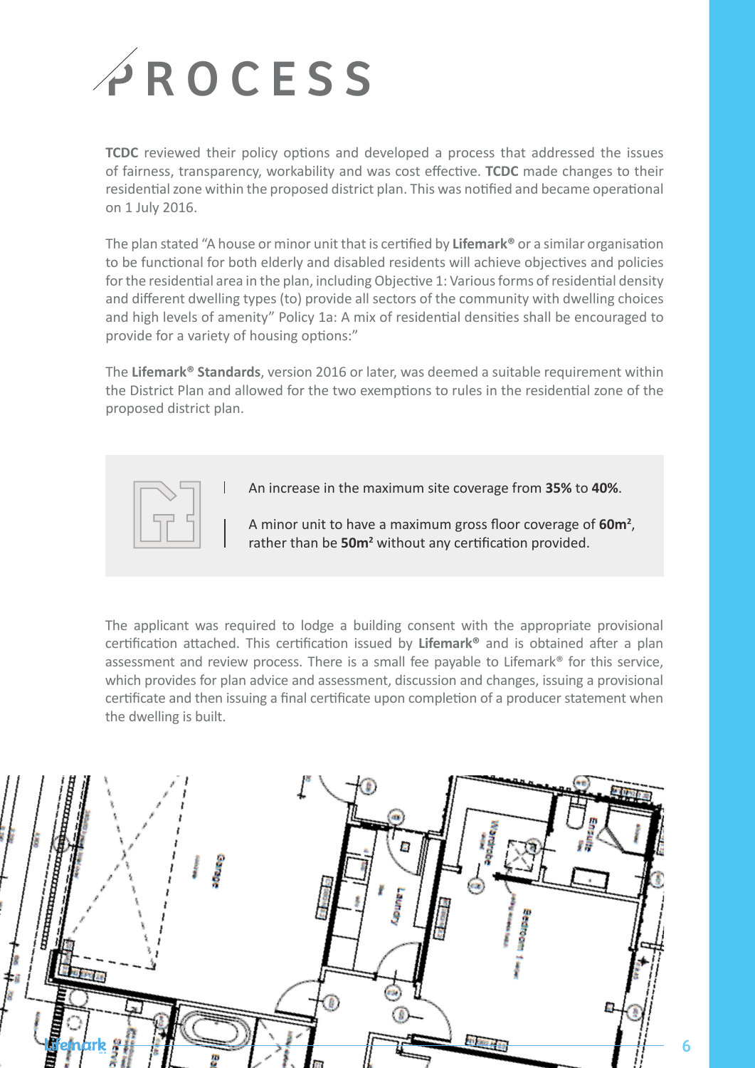# PROCESS

**TCDC** reviewed their policy options and developed a process that addressed the issues of fairness, transparency, workability and was cost effective. **TCDC** made changes to their residential zone within the proposed district plan. This was notified and became operational on 1 July 2016.

The plan stated "A house or minor unit that is certified by **Lifemark®** or a similar organisation to be functional for both elderly and disabled residents will achieve objectives and policies for the residential area in the plan, including Objective 1: Various forms of residential density and different dwelling types (to) provide all sectors of the community with dwelling choices and high levels of amenity" Policy 1a: A mix of residential densities shall be encouraged to provide for a variety of housing options:"

The **Lifemark® Standards**, version 2016 or later, was deemed a suitable requirement within the District Plan and allowed for the two exemptions to rules in the residential zone of the proposed district plan.

- An increase in the maximum site coverage from **35%** to **40%**.
- A minor unit to have a maximum gross floor coverage of **60m²**, rather than be **50m²** without any certification provided.

The applicant was required to lodge a building consent with the appropriate provisional certification attached. This certification issued by **Lifemark®** and is obtained after a plan assessment and review process. There is a small fee payable to Lifemark® for this service, which provides for plan advice and assessment, discussion and changes, issuing a provisional certificate and then issuing a final certificate upon completion of a producer statement when the dwelling is built.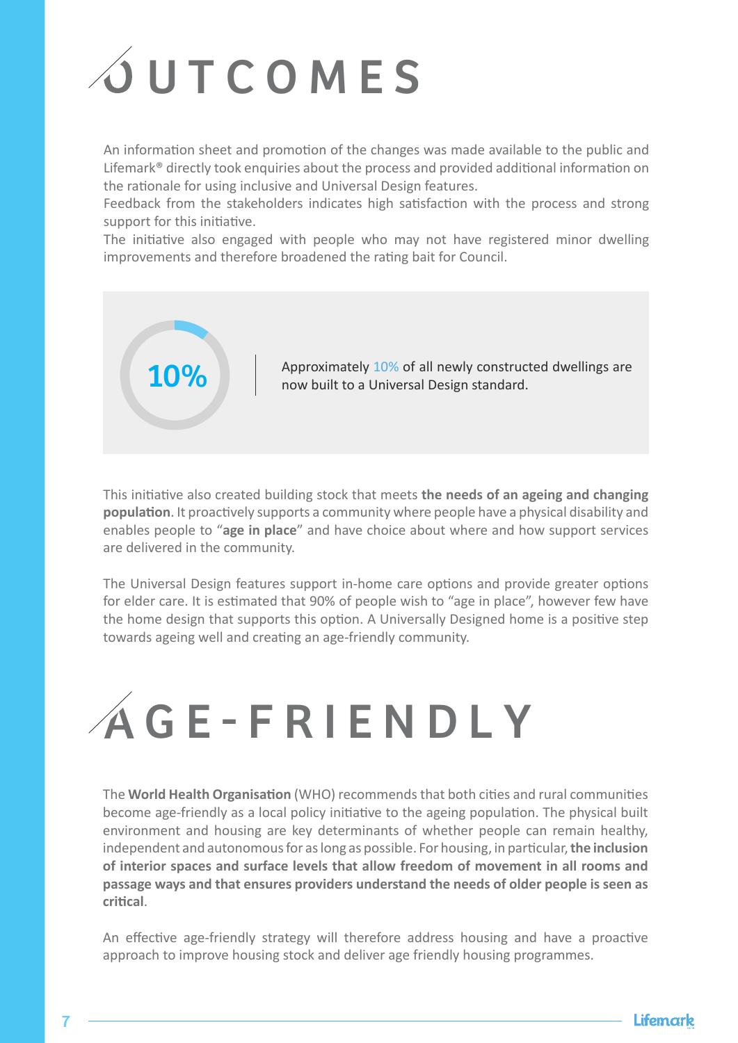# OUTCOMES

An information sheet and promotion of the changes was made available to the public and Lifemark® directly took enquiries about the process and provided additional information on the rationale for using inclusive and Universal Design features.
Feedback from the stakeholders indicates high satisfaction with the process and strong support for this initiative.
The initiative also engaged with people who may not have registered minor dwelling improvements and therefore broadened the rating bait for Council.

**10%**

Approximately 10% of all newly constructed dwellings are now built to a Universal Design standard.

This initiative also created building stock that meets **the needs of an ageing and changing population**. It proactively supports a community where people have a physical disability and enables people to "**age in place**" and have choice about where and how support services are delivered in the community.

The Universal Design features support in-home care options and provide greater options for elder care. It is estimated that 90% of people wish to "age in place", however few have the home design that supports this option. A Universally Designed home is a positive step towards ageing well and creating an age-friendly community.

# AGE-FRIENDLY

The **World Health Organisation** (WHO) recommends that both cities and rural communities become age-friendly as a local policy initiative to the ageing population. The physical built environment and housing are key determinants of whether people can remain healthy, independent and autonomous for as long as possible. For housing, in particular, **the inclusion of interior spaces and surface levels that allow freedom of movement in all rooms and passage ways and that ensures providers understand the needs of older people is seen as critical**.

An effective age-friendly strategy will therefore address housing and have a proactive approach to improve housing stock and deliver age friendly housing programmes.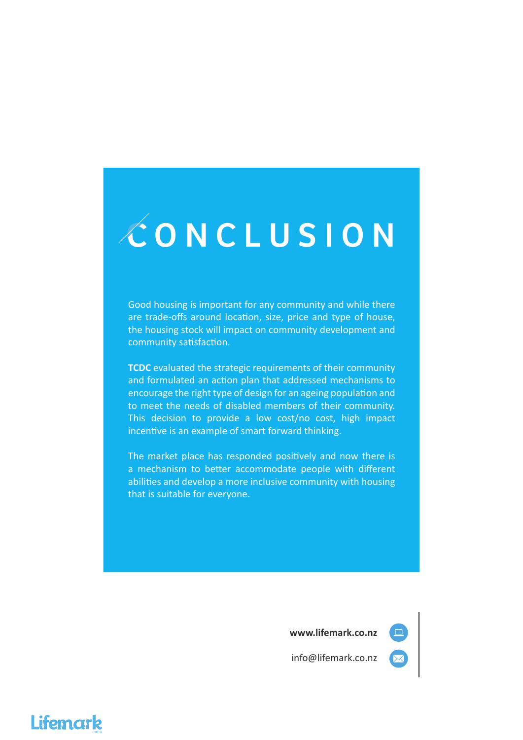# CONCLUSION

Good housing is important for any community and while there are trade-offs around location, size, price and type of house, the housing stock will impact on community development and community satisfaction.

**TCDC** evaluated the strategic requirements of their community and formulated an action plan that addressed mechanisms to encourage the right type of design for an ageing population and to meet the needs of disabled members of their community. This decision to provide a low cost/no cost, high impact incentive is an example of smart forward thinking.

The market place has responded positively and now there is a mechanism to better accommodate people with different abilities and develop a more inclusive community with housing that is suitable for everyone.

**www.lifemark.co.nz**

info@lifemark.co.nz

Lifemark